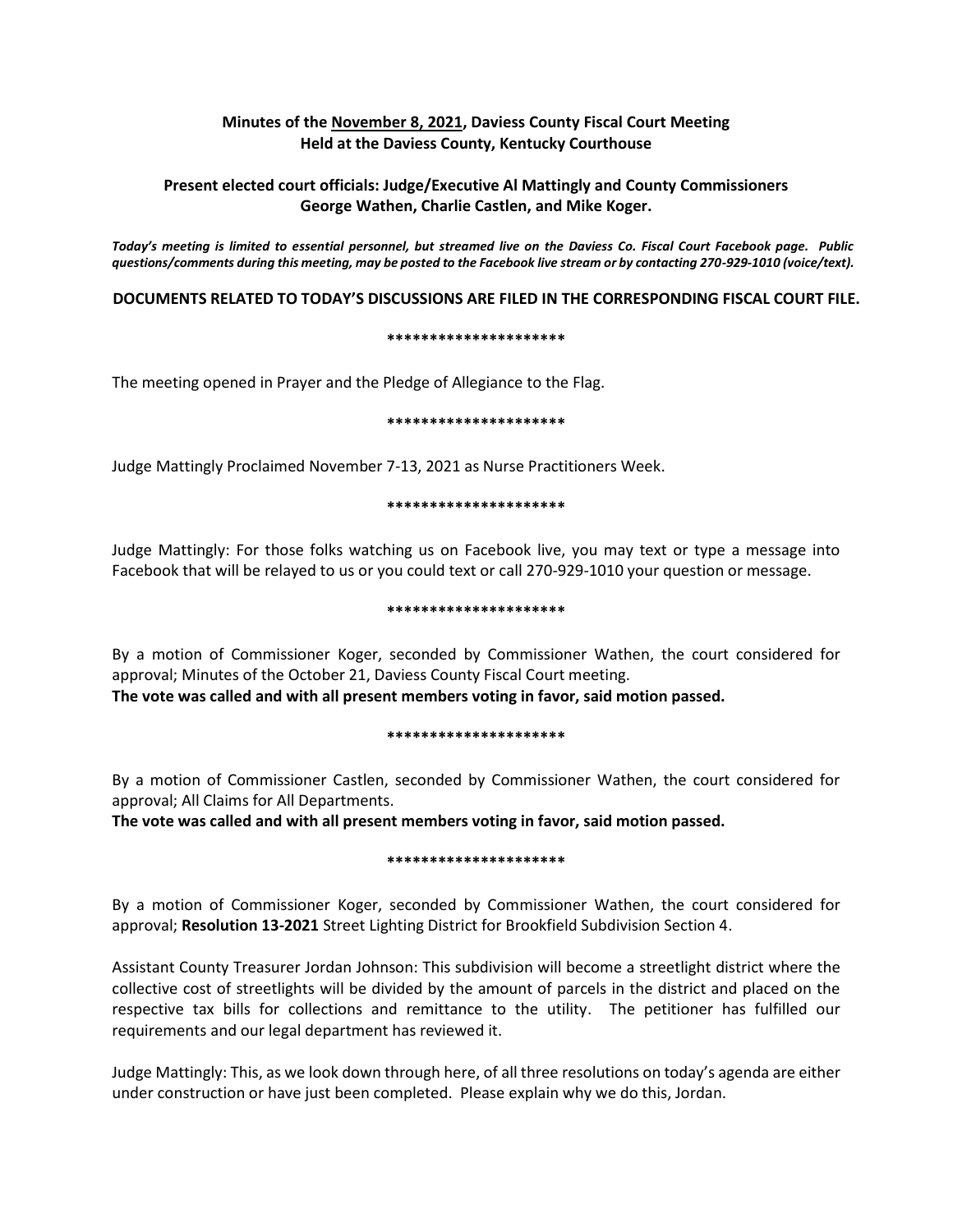**Minutes of the November 8, 2021, Daviess County Fiscal Court Meeting**
**Held at the Daviess County, Kentucky Courthouse**

**Present elected court officials: Judge/Executive Al Mattingly and County Commissioners George Wathen, Charlie Castlen, and Mike Koger.**

***Today's meeting is limited to essential personnel, but streamed live on the Daviess Co. Fiscal Court Facebook page. Public questions/comments during this meeting, may be posted to the Facebook live stream or by contacting 270-929-1010 (voice/text).***

**DOCUMENTS RELATED TO TODAY'S DISCUSSIONS ARE FILED IN THE CORRESPONDING FISCAL COURT FILE.**

**\*\*\*\*\*\*\*\*\*\*\*\*\*\*\*\*\*\*\*\*\***

The meeting opened in Prayer and the Pledge of Allegiance to the Flag.

**\*\*\*\*\*\*\*\*\*\*\*\*\*\*\*\*\*\*\*\*\***

Judge Mattingly Proclaimed November 7-13, 2021 as Nurse Practitioners Week.

**\*\*\*\*\*\*\*\*\*\*\*\*\*\*\*\*\*\*\*\*\***

Judge Mattingly: For those folks watching us on Facebook live, you may text or type a message into Facebook that will be relayed to us or you could text or call 270-929-1010 your question or message.

**\*\*\*\*\*\*\*\*\*\*\*\*\*\*\*\*\*\*\*\*\***

By a motion of Commissioner Koger, seconded by Commissioner Wathen, the court considered for approval; Minutes of the October 21, Daviess County Fiscal Court meeting.
**The vote was called and with all present members voting in favor, said motion passed.**

**\*\*\*\*\*\*\*\*\*\*\*\*\*\*\*\*\*\*\*\*\***

By a motion of Commissioner Castlen, seconded by Commissioner Wathen, the court considered for approval; All Claims for All Departments.
**The vote was called and with all present members voting in favor, said motion passed.**

**\*\*\*\*\*\*\*\*\*\*\*\*\*\*\*\*\*\*\*\*\***

By a motion of Commissioner Koger, seconded by Commissioner Wathen, the court considered for approval; **Resolution 13-2021** Street Lighting District for Brookfield Subdivision Section 4.

Assistant County Treasurer Jordan Johnson: This subdivision will become a streetlight district where the collective cost of streetlights will be divided by the amount of parcels in the district and placed on the respective tax bills for collections and remittance to the utility. The petitioner has fulfilled our requirements and our legal department has reviewed it.

Judge Mattingly: This, as we look down through here, of all three resolutions on today's agenda are either under construction or have just been completed. Please explain why we do this, Jordan.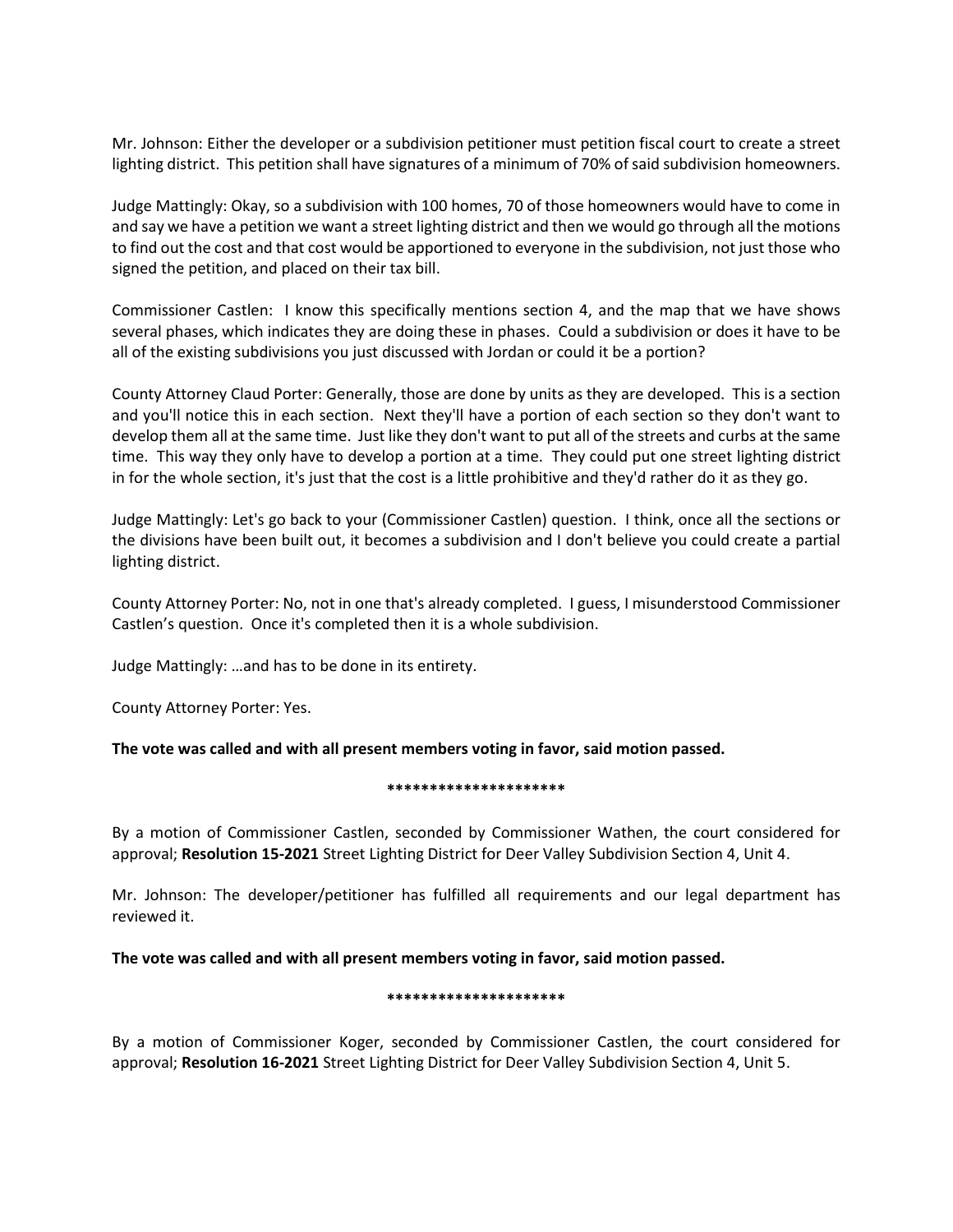Mr. Johnson: Either the developer or a subdivision petitioner must petition fiscal court to create a street lighting district. This petition shall have signatures of a minimum of 70% of said subdivision homeowners.

Judge Mattingly: Okay, so a subdivision with 100 homes, 70 of those homeowners would have to come in and say we have a petition we want a street lighting district and then we would go through all the motions to find out the cost and that cost would be apportioned to everyone in the subdivision, not just those who signed the petition, and placed on their tax bill.

Commissioner Castlen: I know this specifically mentions section 4, and the map that we have shows several phases, which indicates they are doing these in phases. Could a subdivision or does it have to be all of the existing subdivisions you just discussed with Jordan or could it be a portion?

County Attorney Claud Porter: Generally, those are done by units as they are developed. This is a section and you'll notice this in each section. Next they'll have a portion of each section so they don't want to develop them all at the same time. Just like they don't want to put all of the streets and curbs at the same time. This way they only have to develop a portion at a time. They could put one street lighting district in for the whole section, it's just that the cost is a little prohibitive and they'd rather do it as they go.

Judge Mattingly: Let's go back to your (Commissioner Castlen) question. I think, once all the sections or the divisions have been built out, it becomes a subdivision and I don't believe you could create a partial lighting district.

County Attorney Porter: No, not in one that's already completed. I guess, I misunderstood Commissioner Castlen's question. Once it's completed then it is a whole subdivision.

Judge Mattingly: …and has to be done in its entirety.

County Attorney Porter: Yes.

**The vote was called and with all present members voting in favor, said motion passed.**

*********************

By a motion of Commissioner Castlen, seconded by Commissioner Wathen, the court considered for approval; **Resolution 15-2021** Street Lighting District for Deer Valley Subdivision Section 4, Unit 4.

Mr. Johnson: The developer/petitioner has fulfilled all requirements and our legal department has reviewed it.

**The vote was called and with all present members voting in favor, said motion passed.**

*********************

By a motion of Commissioner Koger, seconded by Commissioner Castlen, the court considered for approval; **Resolution 16-2021** Street Lighting District for Deer Valley Subdivision Section 4, Unit 5.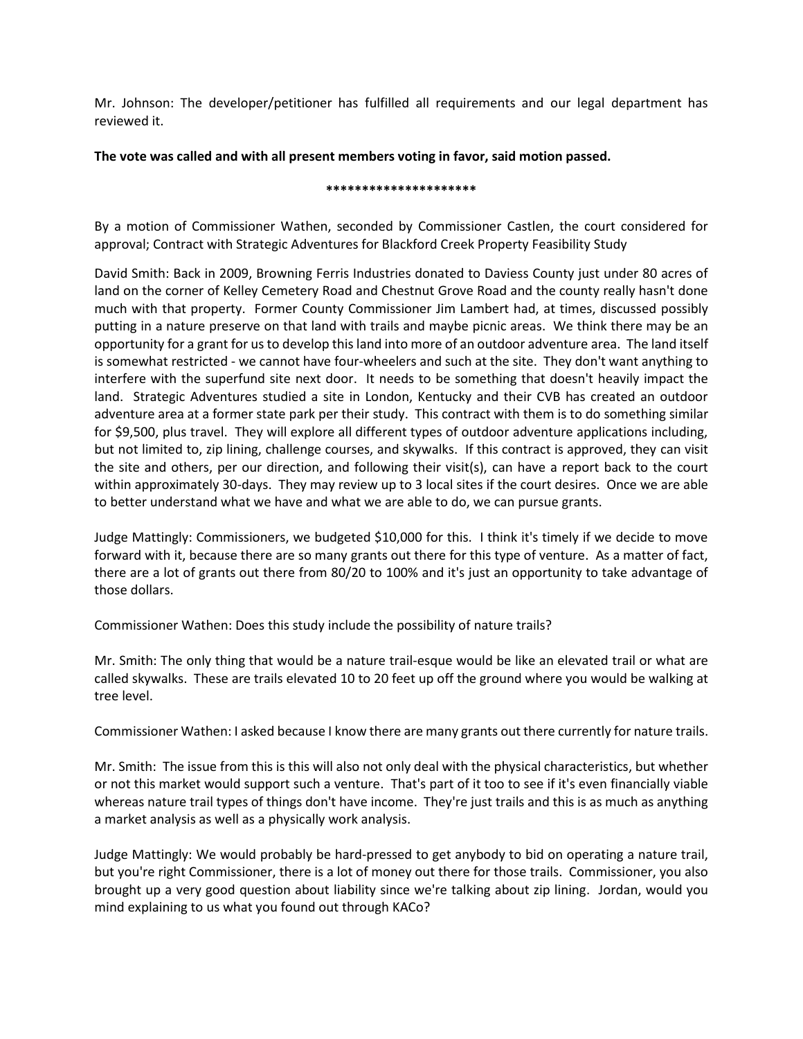Mr. Johnson: The developer/petitioner has fulfilled all requirements and our legal department has reviewed it.

**The vote was called and with all present members voting in favor, said motion passed.**

**********************

By a motion of Commissioner Wathen, seconded by Commissioner Castlen, the court considered for approval; Contract with Strategic Adventures for Blackford Creek Property Feasibility Study

David Smith: Back in 2009, Browning Ferris Industries donated to Daviess County just under 80 acres of land on the corner of Kelley Cemetery Road and Chestnut Grove Road and the county really hasn't done much with that property. Former County Commissioner Jim Lambert had, at times, discussed possibly putting in a nature preserve on that land with trails and maybe picnic areas. We think there may be an opportunity for a grant for us to develop this land into more of an outdoor adventure area. The land itself is somewhat restricted - we cannot have four-wheelers and such at the site. They don't want anything to interfere with the superfund site next door. It needs to be something that doesn't heavily impact the land. Strategic Adventures studied a site in London, Kentucky and their CVB has created an outdoor adventure area at a former state park per their study. This contract with them is to do something similar for $9,500, plus travel. They will explore all different types of outdoor adventure applications including, but not limited to, zip lining, challenge courses, and skywalks. If this contract is approved, they can visit the site and others, per our direction, and following their visit(s), can have a report back to the court within approximately 30-days. They may review up to 3 local sites if the court desires. Once we are able to better understand what we have and what we are able to do, we can pursue grants.

Judge Mattingly: Commissioners, we budgeted $10,000 for this. I think it's timely if we decide to move forward with it, because there are so many grants out there for this type of venture. As a matter of fact, there are a lot of grants out there from 80/20 to 100% and it's just an opportunity to take advantage of those dollars.

Commissioner Wathen: Does this study include the possibility of nature trails?

Mr. Smith: The only thing that would be a nature trail-esque would be like an elevated trail or what are called skywalks. These are trails elevated 10 to 20 feet up off the ground where you would be walking at tree level.

Commissioner Wathen: I asked because I know there are many grants out there currently for nature trails.

Mr. Smith: The issue from this is this will also not only deal with the physical characteristics, but whether or not this market would support such a venture. That's part of it too to see if it's even financially viable whereas nature trail types of things don't have income. They're just trails and this is as much as anything a market analysis as well as a physically work analysis.

Judge Mattingly: We would probably be hard-pressed to get anybody to bid on operating a nature trail, but you're right Commissioner, there is a lot of money out there for those trails. Commissioner, you also brought up a very good question about liability since we're talking about zip lining. Jordan, would you mind explaining to us what you found out through KACo?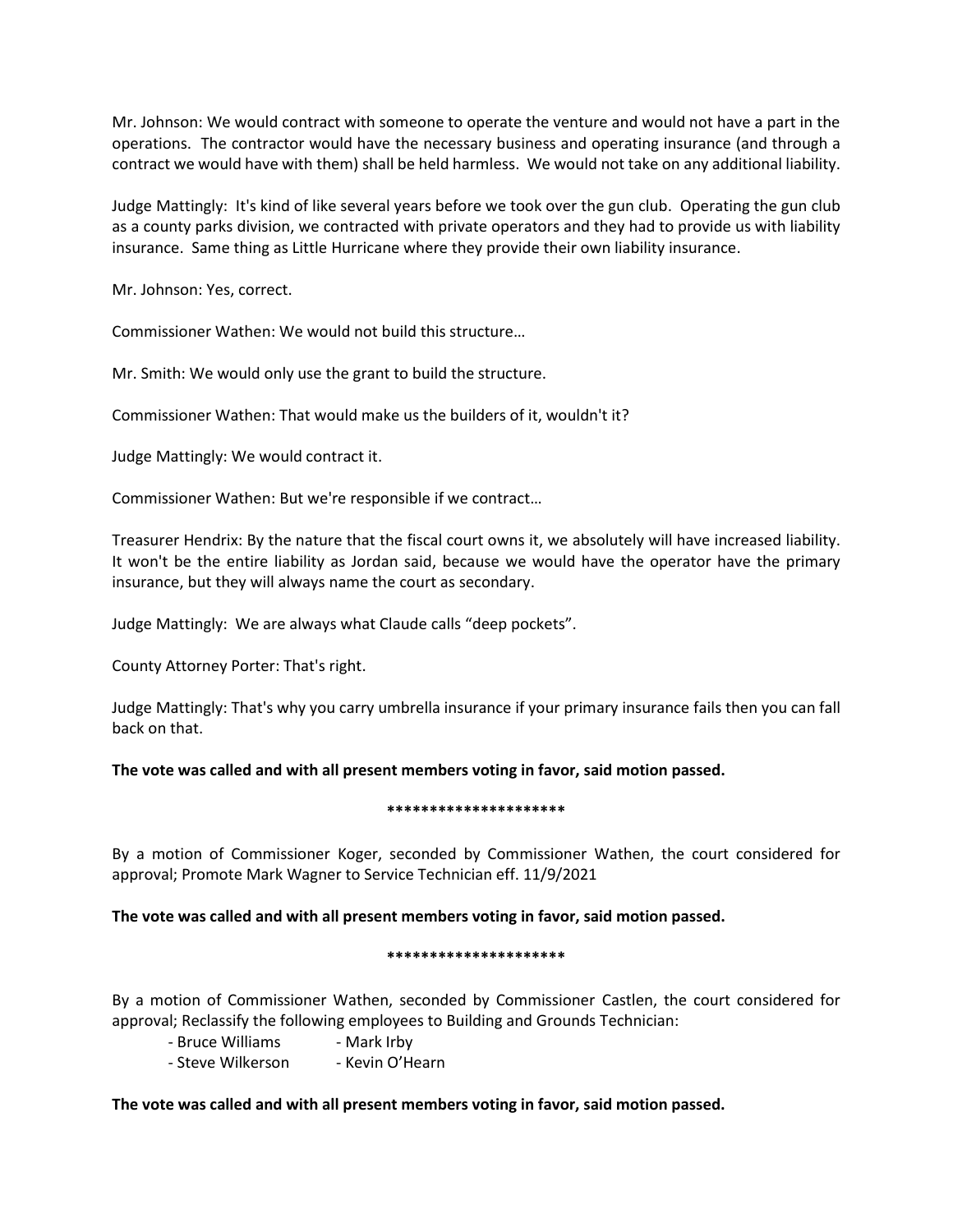Mr. Johnson: We would contract with someone to operate the venture and would not have a part in the operations. The contractor would have the necessary business and operating insurance (and through a contract we would have with them) shall be held harmless. We would not take on any additional liability.

Judge Mattingly: It's kind of like several years before we took over the gun club. Operating the gun club as a county parks division, we contracted with private operators and they had to provide us with liability insurance. Same thing as Little Hurricane where they provide their own liability insurance.

Mr. Johnson: Yes, correct.

Commissioner Wathen: We would not build this structure…

Mr. Smith: We would only use the grant to build the structure.

Commissioner Wathen: That would make us the builders of it, wouldn't it?

Judge Mattingly: We would contract it.

Commissioner Wathen: But we're responsible if we contract…

Treasurer Hendrix: By the nature that the fiscal court owns it, we absolutely will have increased liability. It won't be the entire liability as Jordan said, because we would have the operator have the primary insurance, but they will always name the court as secondary.

Judge Mattingly: We are always what Claude calls "deep pockets".

County Attorney Porter: That's right.

Judge Mattingly: That's why you carry umbrella insurance if your primary insurance fails then you can fall back on that.

**The vote was called and with all present members voting in favor, said motion passed.**

*********************

By a motion of Commissioner Koger, seconded by Commissioner Wathen, the court considered for approval; Promote Mark Wagner to Service Technician eff. 11/9/2021

**The vote was called and with all present members voting in favor, said motion passed.**

*********************

By a motion of Commissioner Wathen, seconded by Commissioner Castlen, the court considered for approval; Reclassify the following employees to Building and Grounds Technician:

- Bruce Williams
- Mark Irby
- Steve Wilkerson
- Kevin O'Hearn

**The vote was called and with all present members voting in favor, said motion passed.**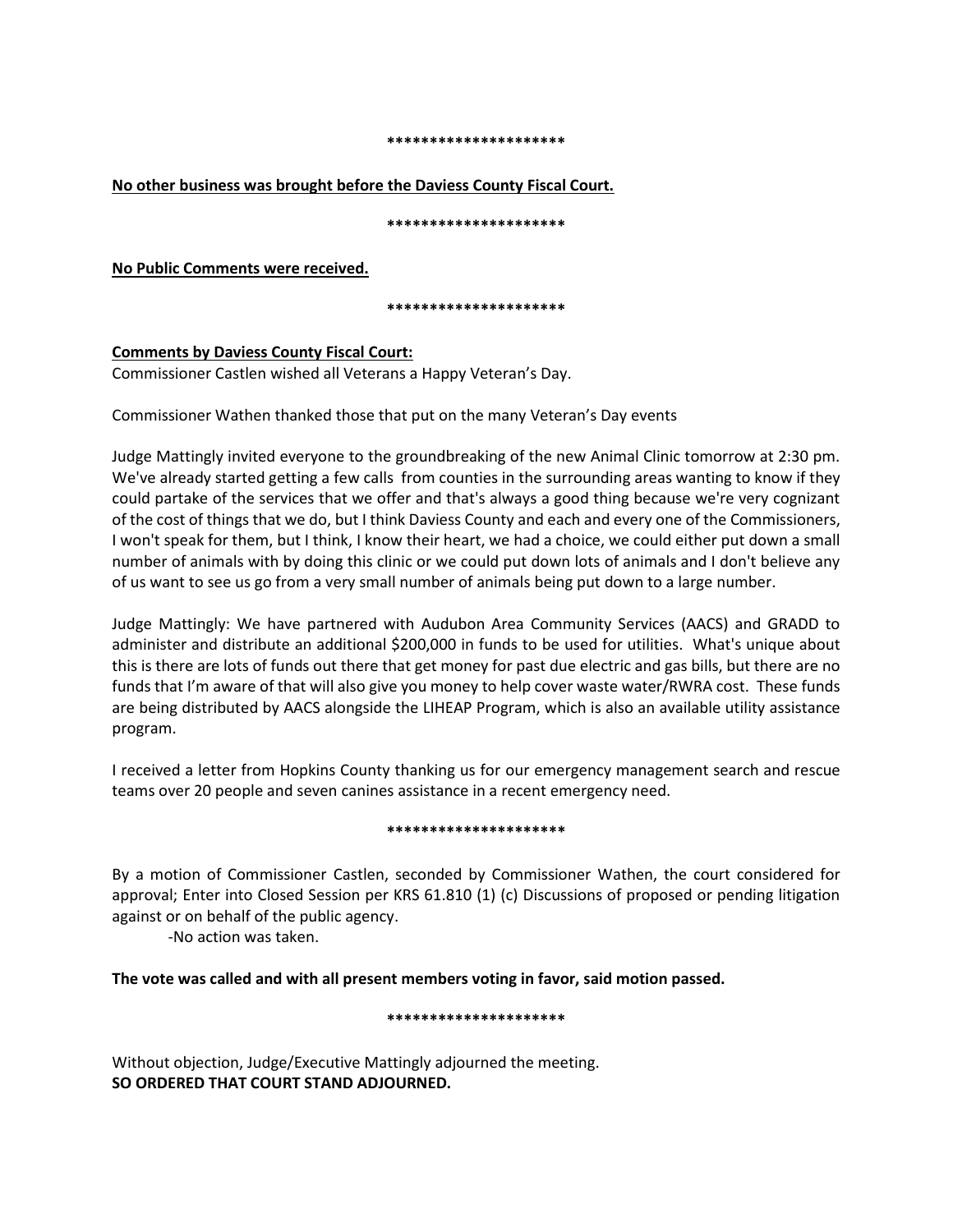*********************

**No other business was brought before the Daviess County Fiscal Court.**

*********************

**No Public Comments were received.**

*********************

**Comments by Daviess County Fiscal Court:**

Commissioner Castlen wished all Veterans a Happy Veteran's Day.

Commissioner Wathen thanked those that put on the many Veteran's Day events

Judge Mattingly invited everyone to the groundbreaking of the new Animal Clinic tomorrow at 2:30 pm. We've already started getting a few calls from counties in the surrounding areas wanting to know if they could partake of the services that we offer and that's always a good thing because we're very cognizant of the cost of things that we do, but I think Daviess County and each and every one of the Commissioners, I won't speak for them, but I think, I know their heart, we had a choice, we could either put down a small number of animals with by doing this clinic or we could put down lots of animals and I don't believe any of us want to see us go from a very small number of animals being put down to a large number.

Judge Mattingly: We have partnered with Audubon Area Community Services (AACS) and GRADD to administer and distribute an additional $200,000 in funds to be used for utilities. What's unique about this is there are lots of funds out there that get money for past due electric and gas bills, but there are no funds that I'm aware of that will also give you money to help cover waste water/RWRA cost. These funds are being distributed by AACS alongside the LIHEAP Program, which is also an available utility assistance program.

I received a letter from Hopkins County thanking us for our emergency management search and rescue teams over 20 people and seven canines assistance in a recent emergency need.

*********************

By a motion of Commissioner Castlen, seconded by Commissioner Wathen, the court considered for approval; Enter into Closed Session per KRS 61.810 (1) (c) Discussions of proposed or pending litigation against or on behalf of the public agency.

-No action was taken.

**The vote was called and with all present members voting in favor, said motion passed.**

*********************

Without objection, Judge/Executive Mattingly adjourned the meeting.
**SO ORDERED THAT COURT STAND ADJOURNED.**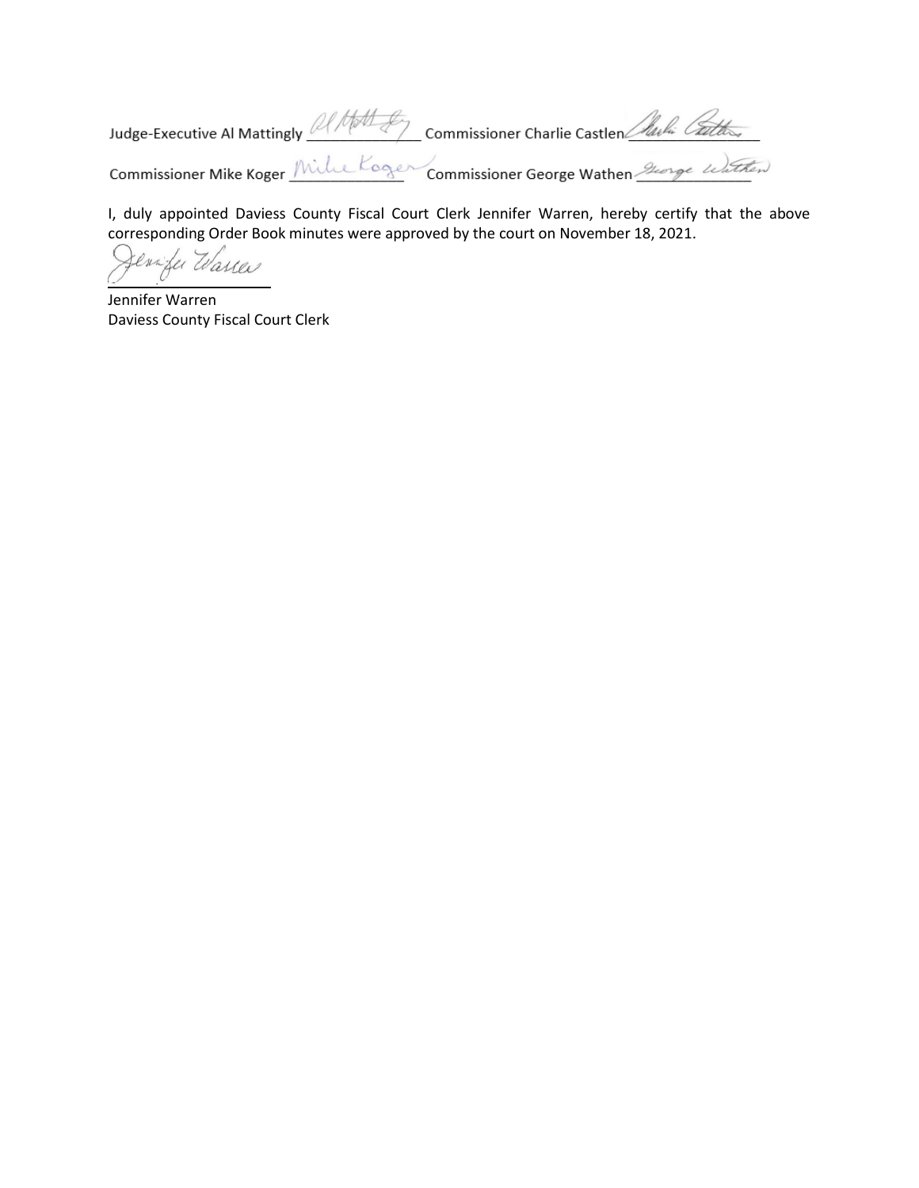Judge-Executive Al Mattingly ______________ Commissioner Charlie Castlen ______________

Commissioner Mike Koger ______________ Commissioner George Wathen ______________

I, duly appointed Daviess County Fiscal Court Clerk Jennifer Warren, hereby certify that the above corresponding Order Book minutes were approved by the court on November 18, 2021.

______________________

Jennifer Warren
Daviess County Fiscal Court Clerk